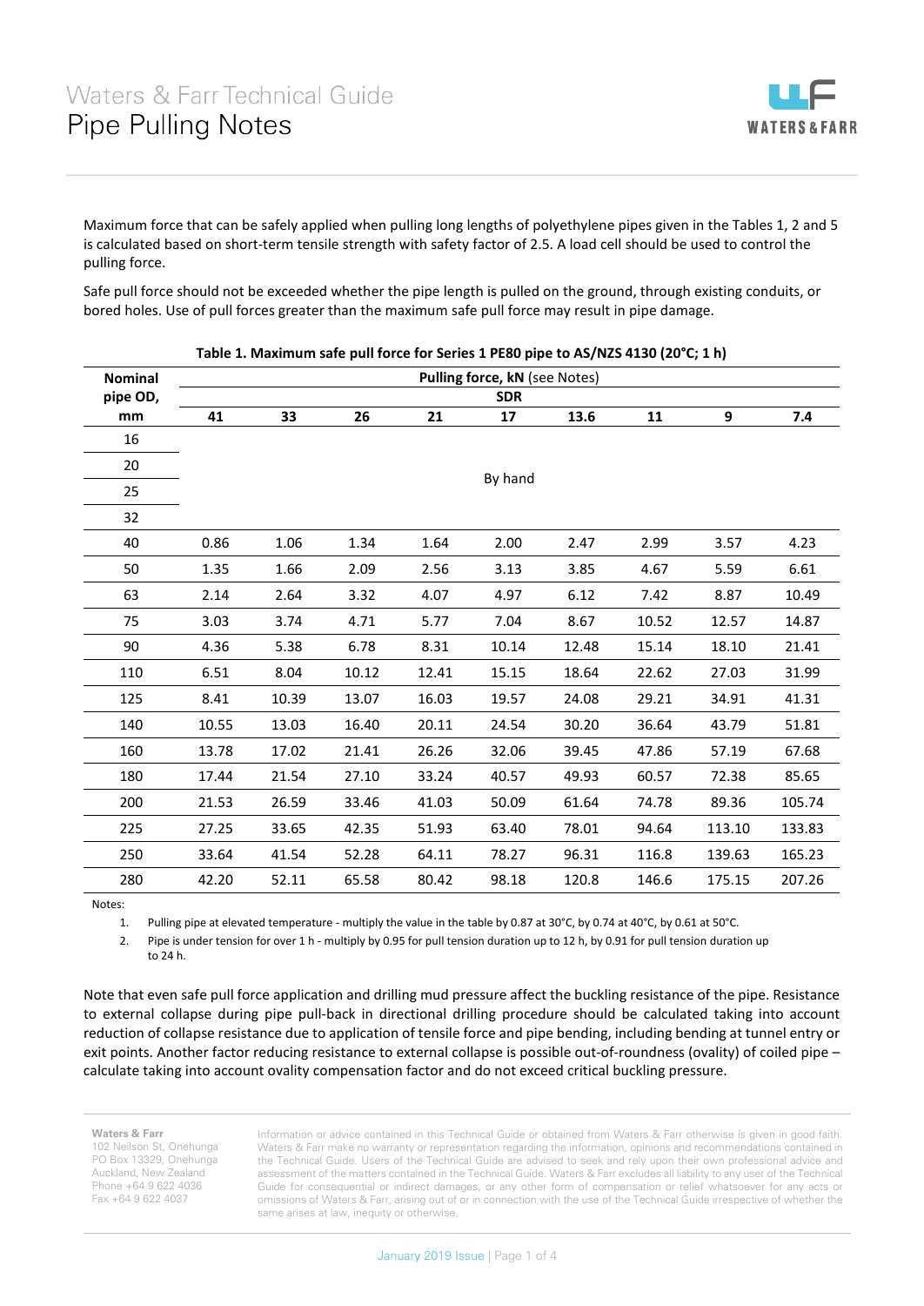# Waters & Farr Technical Guide
# Pipe Pulling Notes

Maximum force that can be safely applied when pulling long lengths of polyethylene pipes given in the Tables 1, 2 and 5 is calculated based on short-term tensile strength with safety factor of 2.5. A load cell should be used to control the pulling force.

Safe pull force should not be exceeded whether the pipe length is pulled on the ground, through existing conduits, or bored holes. Use of pull forces greater than the maximum safe pull force may result in pipe damage.

**Table 1. Maximum safe pull force for Series 1 PE80 pipe to AS/NZS 4130 (20°C; 1 h)**

| Nominal pipe OD, mm | Pulling force, kN (see Notes) | | | | | | | | |
|---|---|---|---|---|---|---|---|---|---|
| | SDR | | | | | | | | |
| | 41 | 33 | 26 | 21 | 17 | 13.6 | 11 | 9 | 7.4 |
| 16 | By hand | | | | | | | | |
| 20 | By hand | | | | | | | | |
| 25 | By hand | | | | | | | | |
| 32 | By hand | | | | | | | | |
| 40 | 0.86 | 1.06 | 1.34 | 1.64 | 2.00 | 2.47 | 2.99 | 3.57 | 4.23 |
| 50 | 1.35 | 1.66 | 2.09 | 2.56 | 3.13 | 3.85 | 4.67 | 5.59 | 6.61 |
| 63 | 2.14 | 2.64 | 3.32 | 4.07 | 4.97 | 6.12 | 7.42 | 8.87 | 10.49 |
| 75 | 3.03 | 3.74 | 4.71 | 5.77 | 7.04 | 8.67 | 10.52 | 12.57 | 14.87 |
| 90 | 4.36 | 5.38 | 6.78 | 8.31 | 10.14 | 12.48 | 15.14 | 18.10 | 21.41 |
| 110 | 6.51 | 8.04 | 10.12 | 12.41 | 15.15 | 18.64 | 22.62 | 27.03 | 31.99 |
| 125 | 8.41 | 10.39 | 13.07 | 16.03 | 19.57 | 24.08 | 29.21 | 34.91 | 41.31 |
| 140 | 10.55 | 13.03 | 16.40 | 20.11 | 24.54 | 30.20 | 36.64 | 43.79 | 51.81 |
| 160 | 13.78 | 17.02 | 21.41 | 26.26 | 32.06 | 39.45 | 47.86 | 57.19 | 67.68 |
| 180 | 17.44 | 21.54 | 27.10 | 33.24 | 40.57 | 49.93 | 60.57 | 72.38 | 85.65 |
| 200 | 21.53 | 26.59 | 33.46 | 41.03 | 50.09 | 61.64 | 74.78 | 89.36 | 105.74 |
| 225 | 27.25 | 33.65 | 42.35 | 51.93 | 63.40 | 78.01 | 94.64 | 113.10 | 133.83 |
| 250 | 33.64 | 41.54 | 52.28 | 64.11 | 78.27 | 96.31 | 116.8 | 139.63 | 165.23 |
| 280 | 42.20 | 52.11 | 65.58 | 80.42 | 98.18 | 120.8 | 146.6 | 175.15 | 207.26 |

Notes:

1. Pulling pipe at elevated temperature - multiply the value in the table by 0.87 at 30°C, by 0.74 at 40°C, by 0.61 at 50°C.
2. Pipe is under tension for over 1 h - multiply by 0.95 for pull tension duration up to 12 h, by 0.91 for pull tension duration up to 24 h.

Note that even safe pull force application and drilling mud pressure affect the buckling resistance of the pipe. Resistance to external collapse during pipe pull-back in directional drilling procedure should be calculated taking into account reduction of collapse resistance due to application of tensile force and pipe bending, including bending at tunnel entry or exit points. Another factor reducing resistance to external collapse is possible out-of-roundness (ovality) of coiled pipe – calculate taking into account ovality compensation factor and do not exceed critical buckling pressure.

**Waters & Farr**
102 Neilson St, Onehunga
PO Box 13329, Onehunga
Auckland, New Zealand
Phone +64 9 622 4036
Fax +64 9 622 4037

Information or advice contained in this Technical Guide or obtained from Waters & Farr otherwise is given in good faith. Waters & Farr make no warranty or representation regarding the information, opinions and recommendations contained in the Technical Guide. Users of the Technical Guide are advised to seek and rely upon their own professional advice and assessment of the matters contained in the Technical Guide. Waters & Farr excludes all liability to any user of the Technical Guide for consequential or indirect damages, or any other form of compensation or relief whatsoever for any acts or omissions of Waters & Farr, arising out of or in connection with the use of the Technical Guide irrespective of whether the same arises at law, inequity or otherwise.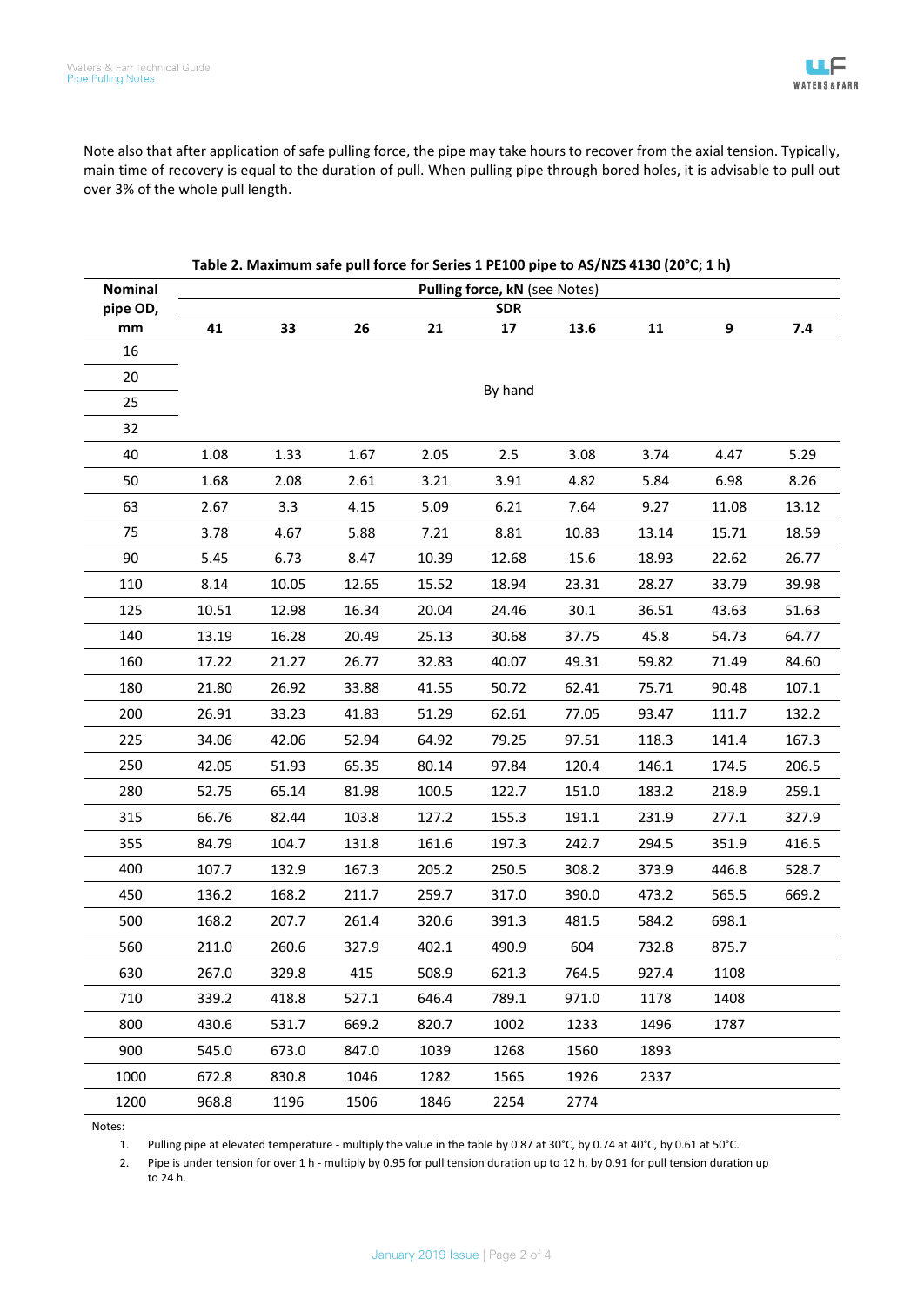Note also that after application of safe pulling force, the pipe may take hours to recover from the axial tension. Typically, main time of recovery is equal to the duration of pull. When pulling pipe through bored holes, it is advisable to pull out over 3% of the whole pull length.

**Table 2. Maximum safe pull force for Series 1 PE100 pipe to AS/NZS 4130 (20°C; 1 h)**

| Nominal pipe OD, mm | Pulling force, kN (see Notes) | | | | | | | | |
|---|---|---|---|---|---|---|---|---|---|
| | SDR | | | | | | | | |
| | 41 | 33 | 26 | 21 | 17 | 13.6 | 11 | 9 | 7.4 |
| 16 | By hand | | | | | | | | |
| 20 | | | | | | | | | |
| 25 | | | | | | | | | |
| 32 | | | | | | | | | |
| 40 | 1.08 | 1.33 | 1.67 | 2.05 | 2.5 | 3.08 | 3.74 | 4.47 | 5.29 |
| 50 | 1.68 | 2.08 | 2.61 | 3.21 | 3.91 | 4.82 | 5.84 | 6.98 | 8.26 |
| 63 | 2.67 | 3.3 | 4.15 | 5.09 | 6.21 | 7.64 | 9.27 | 11.08 | 13.12 |
| 75 | 3.78 | 4.67 | 5.88 | 7.21 | 8.81 | 10.83 | 13.14 | 15.71 | 18.59 |
| 90 | 5.45 | 6.73 | 8.47 | 10.39 | 12.68 | 15.6 | 18.93 | 22.62 | 26.77 |
| 110 | 8.14 | 10.05 | 12.65 | 15.52 | 18.94 | 23.31 | 28.27 | 33.79 | 39.98 |
| 125 | 10.51 | 12.98 | 16.34 | 20.04 | 24.46 | 30.1 | 36.51 | 43.63 | 51.63 |
| 140 | 13.19 | 16.28 | 20.49 | 25.13 | 30.68 | 37.75 | 45.8 | 54.73 | 64.77 |
| 160 | 17.22 | 21.27 | 26.77 | 32.83 | 40.07 | 49.31 | 59.82 | 71.49 | 84.60 |
| 180 | 21.80 | 26.92 | 33.88 | 41.55 | 50.72 | 62.41 | 75.71 | 90.48 | 107.1 |
| 200 | 26.91 | 33.23 | 41.83 | 51.29 | 62.61 | 77.05 | 93.47 | 111.7 | 132.2 |
| 225 | 34.06 | 42.06 | 52.94 | 64.92 | 79.25 | 97.51 | 118.3 | 141.4 | 167.3 |
| 250 | 42.05 | 51.93 | 65.35 | 80.14 | 97.84 | 120.4 | 146.1 | 174.5 | 206.5 |
| 280 | 52.75 | 65.14 | 81.98 | 100.5 | 122.7 | 151.0 | 183.2 | 218.9 | 259.1 |
| 315 | 66.76 | 82.44 | 103.8 | 127.2 | 155.3 | 191.1 | 231.9 | 277.1 | 327.9 |
| 355 | 84.79 | 104.7 | 131.8 | 161.6 | 197.3 | 242.7 | 294.5 | 351.9 | 416.5 |
| 400 | 107.7 | 132.9 | 167.3 | 205.2 | 250.5 | 308.2 | 373.9 | 446.8 | 528.7 |
| 450 | 136.2 | 168.2 | 211.7 | 259.7 | 317.0 | 390.0 | 473.2 | 565.5 | 669.2 |
| 500 | 168.2 | 207.7 | 261.4 | 320.6 | 391.3 | 481.5 | 584.2 | 698.1 | |
| 560 | 211.0 | 260.6 | 327.9 | 402.1 | 490.9 | 604 | 732.8 | 875.7 | |
| 630 | 267.0 | 329.8 | 415 | 508.9 | 621.3 | 764.5 | 927.4 | 1108 | |
| 710 | 339.2 | 418.8 | 527.1 | 646.4 | 789.1 | 971.0 | 1178 | 1408 | |
| 800 | 430.6 | 531.7 | 669.2 | 820.7 | 1002 | 1233 | 1496 | 1787 | |
| 900 | 545.0 | 673.0 | 847.0 | 1039 | 1268 | 1560 | 1893 | | |
| 1000 | 672.8 | 830.8 | 1046 | 1282 | 1565 | 1926 | 2337 | | |
| 1200 | 968.8 | 1196 | 1506 | 1846 | 2254 | 2774 | | | |

Notes:

1. Pulling pipe at elevated temperature - multiply the value in the table by 0.87 at 30°C, by 0.74 at 40°C, by 0.61 at 50°C.
2. Pipe is under tension for over 1 h - multiply by 0.95 for pull tension duration up to 12 h, by 0.91 for pull tension duration up to 24 h.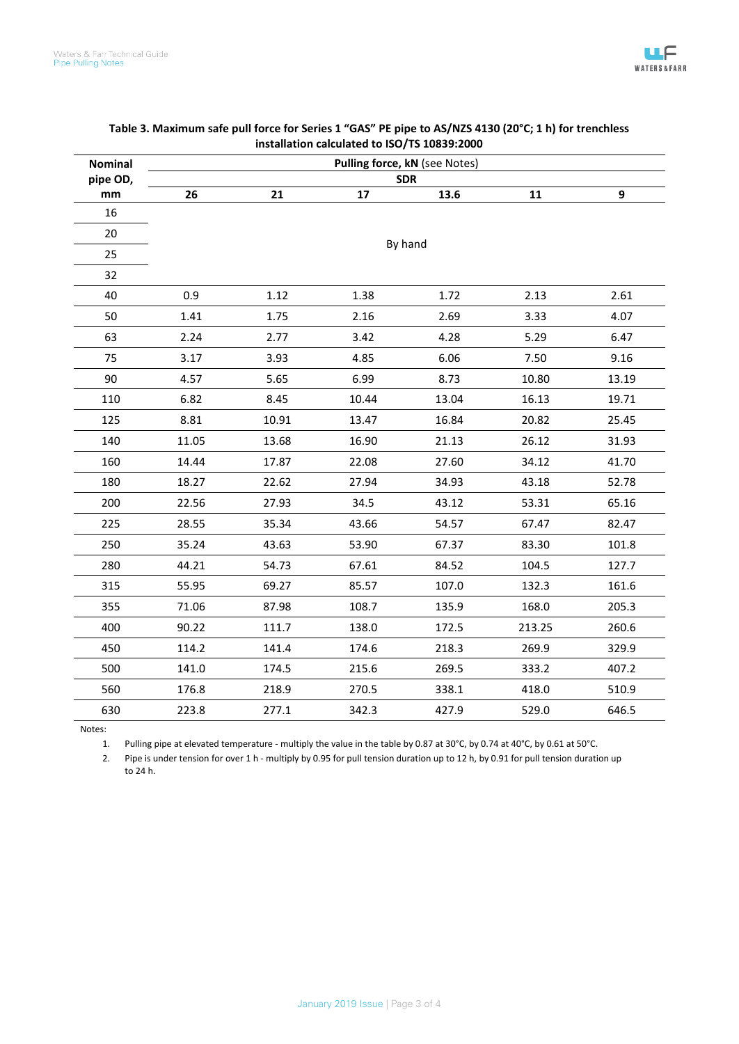**Table 3. Maximum safe pull force for Series 1 "GAS" PE pipe to AS/NZS 4130 (20°C; 1 h) for trenchless installation calculated to ISO/TS 10839:2000**

| Nominal pipe OD, mm | Pulling force, kN (see Notes) | | | | | |
|---|---|---|---|---|---|---|
| | SDR | | | | | |
| | 26 | 21 | 17 | 13.6 | 11 | 9 |
| 16 | By hand | | | | | |
| 20 | By hand | | | | | |
| 25 | By hand | | | | | |
| 32 | By hand | | | | | |
| 40 | 0.9 | 1.12 | 1.38 | 1.72 | 2.13 | 2.61 |
| 50 | 1.41 | 1.75 | 2.16 | 2.69 | 3.33 | 4.07 |
| 63 | 2.24 | 2.77 | 3.42 | 4.28 | 5.29 | 6.47 |
| 75 | 3.17 | 3.93 | 4.85 | 6.06 | 7.50 | 9.16 |
| 90 | 4.57 | 5.65 | 6.99 | 8.73 | 10.80 | 13.19 |
| 110 | 6.82 | 8.45 | 10.44 | 13.04 | 16.13 | 19.71 |
| 125 | 8.81 | 10.91 | 13.47 | 16.84 | 20.82 | 25.45 |
| 140 | 11.05 | 13.68 | 16.90 | 21.13 | 26.12 | 31.93 |
| 160 | 14.44 | 17.87 | 22.08 | 27.60 | 34.12 | 41.70 |
| 180 | 18.27 | 22.62 | 27.94 | 34.93 | 43.18 | 52.78 |
| 200 | 22.56 | 27.93 | 34.5 | 43.12 | 53.31 | 65.16 |
| 225 | 28.55 | 35.34 | 43.66 | 54.57 | 67.47 | 82.47 |
| 250 | 35.24 | 43.63 | 53.90 | 67.37 | 83.30 | 101.8 |
| 280 | 44.21 | 54.73 | 67.61 | 84.52 | 104.5 | 127.7 |
| 315 | 55.95 | 69.27 | 85.57 | 107.0 | 132.3 | 161.6 |
| 355 | 71.06 | 87.98 | 108.7 | 135.9 | 168.0 | 205.3 |
| 400 | 90.22 | 111.7 | 138.0 | 172.5 | 213.25 | 260.6 |
| 450 | 114.2 | 141.4 | 174.6 | 218.3 | 269.9 | 329.9 |
| 500 | 141.0 | 174.5 | 215.6 | 269.5 | 333.2 | 407.2 |
| 560 | 176.8 | 218.9 | 270.5 | 338.1 | 418.0 | 510.9 |
| 630 | 223.8 | 277.1 | 342.3 | 427.9 | 529.0 | 646.5 |

Notes:

1. Pulling pipe at elevated temperature - multiply the value in the table by 0.87 at 30°C, by 0.74 at 40°C, by 0.61 at 50°C.
2. Pipe is under tension for over 1 h - multiply by 0.95 for pull tension duration up to 12 h, by 0.91 for pull tension duration up to 24 h.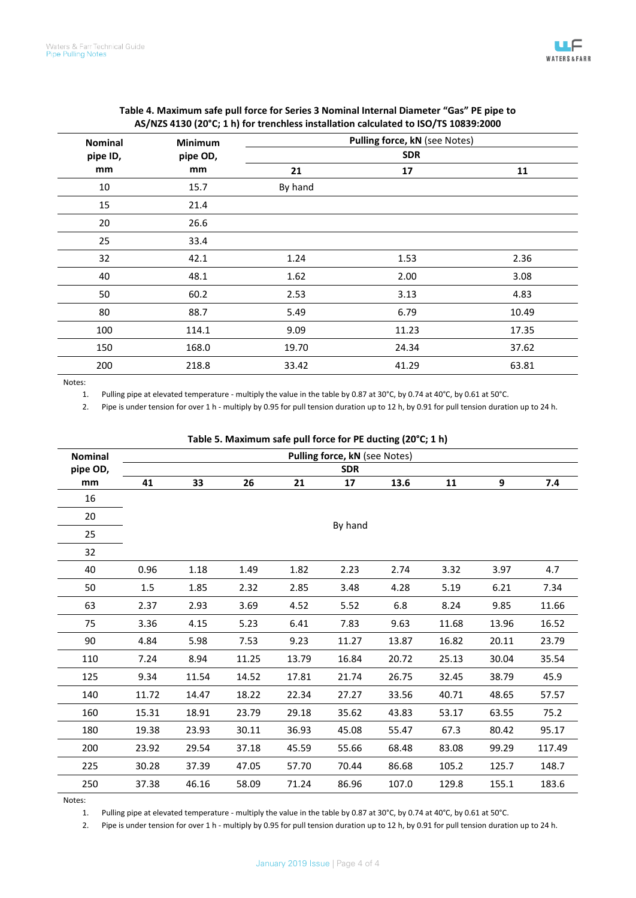**Table 4. Maximum safe pull force for Series 3 Nominal Internal Diameter "Gas" PE pipe to AS/NZS 4130 (20°C; 1 h) for trenchless installation calculated to ISO/TS 10839:2000**

| Nominal pipe ID, mm | Minimum pipe OD, mm | Pulling force, kN (see Notes) | | |
|---|---|---|---|---|
| | | SDR | | |
| | | 21 | 17 | 11 |
| 10 | 15.7 | By hand | | |
| 15 | 21.4 | | | |
| 20 | 26.6 | | | |
| 25 | 33.4 | | | |
| 32 | 42.1 | 1.24 | 1.53 | 2.36 |
| 40 | 48.1 | 1.62 | 2.00 | 3.08 |
| 50 | 60.2 | 2.53 | 3.13 | 4.83 |
| 80 | 88.7 | 5.49 | 6.79 | 10.49 |
| 100 | 114.1 | 9.09 | 11.23 | 17.35 |
| 150 | 168.0 | 19.70 | 24.34 | 37.62 |
| 200 | 218.8 | 33.42 | 41.29 | 63.81 |

Notes:

1. Pulling pipe at elevated temperature - multiply the value in the table by 0.87 at 30°C, by 0.74 at 40°C, by 0.61 at 50°C.
2. Pipe is under tension for over 1 h - multiply by 0.95 for pull tension duration up to 12 h, by 0.91 for pull tension duration up to 24 h.

**Table 5. Maximum safe pull force for PE ducting (20°C; 1 h)**

| Nominal pipe OD, mm | Pulling force, kN (see Notes) | | | | | | | | |
|---|---|---|---|---|---|---|---|---|---|
| | SDR | | | | | | | | |
| | 41 | 33 | 26 | 21 | 17 | 13.6 | 11 | 9 | 7.4 |
| 16 | By hand | | | | | | | | |
| 20 | | | | | | | | | |
| 25 | | | | | | | | | |
| 32 | | | | | | | | | |
| 40 | 0.96 | 1.18 | 1.49 | 1.82 | 2.23 | 2.74 | 3.32 | 3.97 | 4.7 |
| 50 | 1.5 | 1.85 | 2.32 | 2.85 | 3.48 | 4.28 | 5.19 | 6.21 | 7.34 |
| 63 | 2.37 | 2.93 | 3.69 | 4.52 | 5.52 | 6.8 | 8.24 | 9.85 | 11.66 |
| 75 | 3.36 | 4.15 | 5.23 | 6.41 | 7.83 | 9.63 | 11.68 | 13.96 | 16.52 |
| 90 | 4.84 | 5.98 | 7.53 | 9.23 | 11.27 | 13.87 | 16.82 | 20.11 | 23.79 |
| 110 | 7.24 | 8.94 | 11.25 | 13.79 | 16.84 | 20.72 | 25.13 | 30.04 | 35.54 |
| 125 | 9.34 | 11.54 | 14.52 | 17.81 | 21.74 | 26.75 | 32.45 | 38.79 | 45.9 |
| 140 | 11.72 | 14.47 | 18.22 | 22.34 | 27.27 | 33.56 | 40.71 | 48.65 | 57.57 |
| 160 | 15.31 | 18.91 | 23.79 | 29.18 | 35.62 | 43.83 | 53.17 | 63.55 | 75.2 |
| 180 | 19.38 | 23.93 | 30.11 | 36.93 | 45.08 | 55.47 | 67.3 | 80.42 | 95.17 |
| 200 | 23.92 | 29.54 | 37.18 | 45.59 | 55.66 | 68.48 | 83.08 | 99.29 | 117.49 |
| 225 | 30.28 | 37.39 | 47.05 | 57.70 | 70.44 | 86.68 | 105.2 | 125.7 | 148.7 |
| 250 | 37.38 | 46.16 | 58.09 | 71.24 | 86.96 | 107.0 | 129.8 | 155.1 | 183.6 |

Notes:

1. Pulling pipe at elevated temperature - multiply the value in the table by 0.87 at 30°C, by 0.74 at 40°C, by 0.61 at 50°C.
2. Pipe is under tension for over 1 h - multiply by 0.95 for pull tension duration up to 12 h, by 0.91 for pull tension duration up to 24 h.